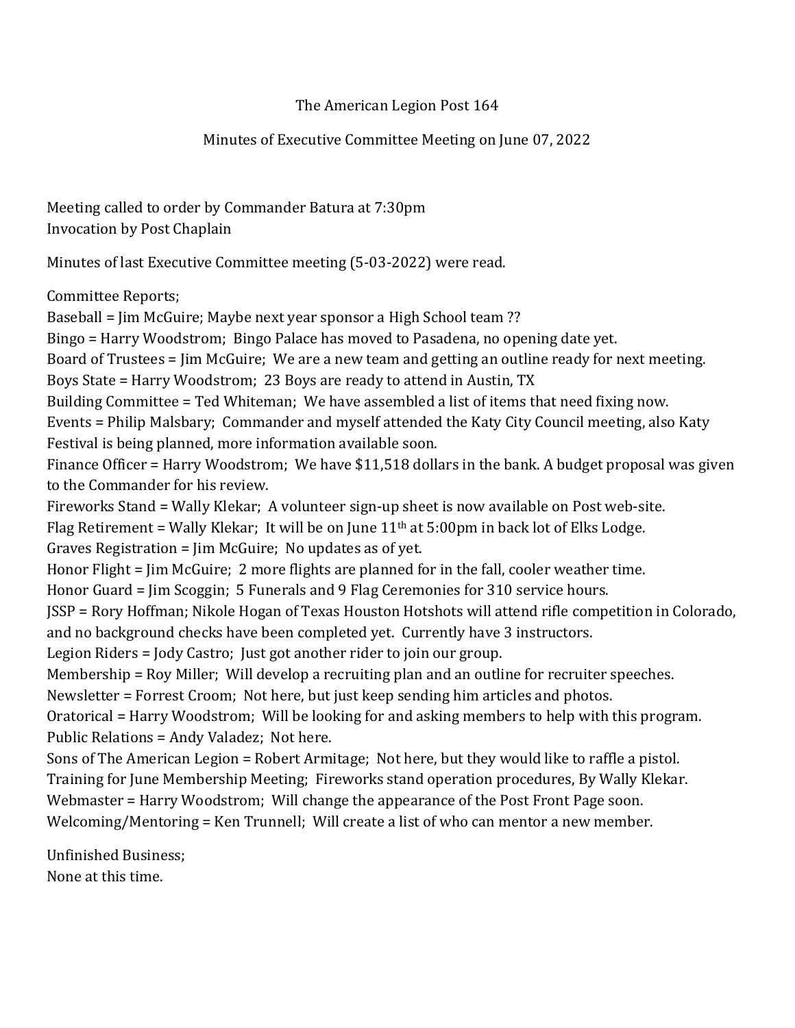# The American Legion Post 164

## Minutes of Executive Committee Meeting on June 07, 2022

Meeting called to order by Commander Batura at 7:30pm
Invocation by Post Chaplain

Minutes of last Executive Committee meeting (5-03-2022) were read.

Committee Reports;
Baseball = Jim McGuire; Maybe next year sponsor a High School team ??
Bingo = Harry Woodstrom; Bingo Palace has moved to Pasadena, no opening date yet.
Board of Trustees = Jim McGuire; We are a new team and getting an outline ready for next meeting.
Boys State = Harry Woodstrom; 23 Boys are ready to attend in Austin, TX
Building Committee = Ted Whiteman; We have assembled a list of items that need fixing now.
Events = Philip Malsbary; Commander and myself attended the Katy City Council meeting, also Katy Festival is being planned, more information available soon.
Finance Officer = Harry Woodstrom; We have $11,518 dollars in the bank. A budget proposal was given to the Commander for his review.
Fireworks Stand = Wally Klekar; A volunteer sign-up sheet is now available on Post web-site.
Flag Retirement = Wally Klekar; It will be on June 11th at 5:00pm in back lot of Elks Lodge.
Graves Registration = Jim McGuire; No updates as of yet.
Honor Flight = Jim McGuire; 2 more flights are planned for in the fall, cooler weather time.
Honor Guard = Jim Scoggin; 5 Funerals and 9 Flag Ceremonies for 310 service hours.
JSSP = Rory Hoffman; Nikole Hogan of Texas Houston Hotshots will attend rifle competition in Colorado, and no background checks have been completed yet. Currently have 3 instructors.
Legion Riders = Jody Castro; Just got another rider to join our group.
Membership = Roy Miller; Will develop a recruiting plan and an outline for recruiter speeches.
Newsletter = Forrest Croom; Not here, but just keep sending him articles and photos.
Oratorical = Harry Woodstrom; Will be looking for and asking members to help with this program.
Public Relations = Andy Valadez; Not here.
Sons of The American Legion = Robert Armitage; Not here, but they would like to raffle a pistol.
Training for June Membership Meeting; Fireworks stand operation procedures, By Wally Klekar.
Webmaster = Harry Woodstrom; Will change the appearance of the Post Front Page soon.
Welcoming/Mentoring = Ken Trunnell; Will create a list of who can mentor a new member.

Unfinished Business;
None at this time.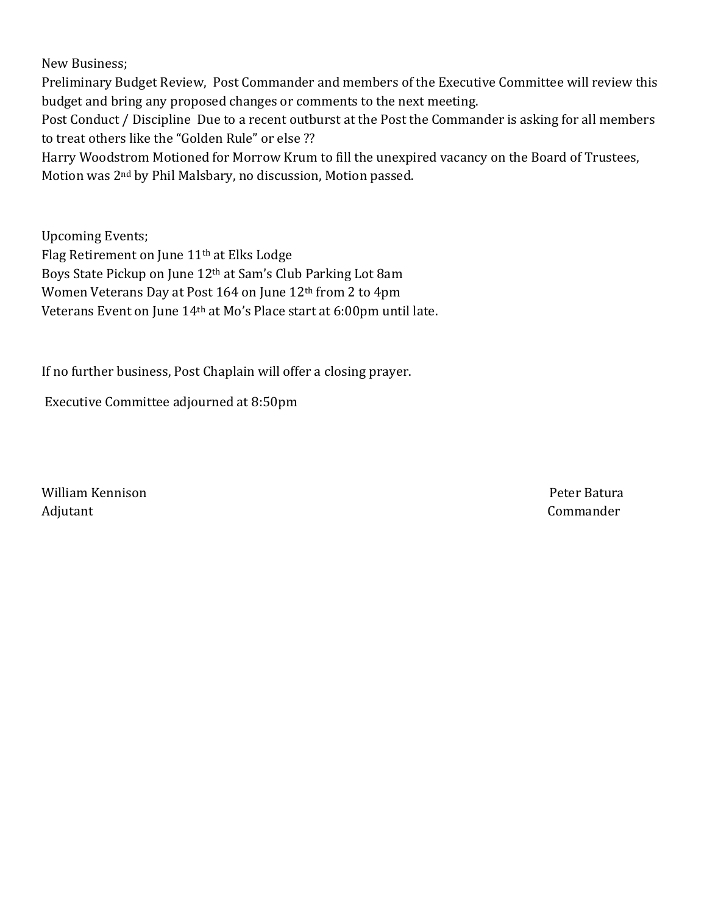New Business;

Preliminary Budget Review,  Post Commander and members of the Executive Committee will review this budget and bring any proposed changes or comments to the next meeting.

Post Conduct / Discipline  Due to a recent outburst at the Post the Commander is asking for all members to treat others like the "Golden Rule" or else ??

Harry Woodstrom Motioned for Morrow Krum to fill the unexpired vacancy on the Board of Trustees, Motion was 2nd by Phil Malsbary, no discussion, Motion passed.

Upcoming Events;

Flag Retirement on June 11th at Elks Lodge

Boys State Pickup on June 12th at Sam's Club Parking Lot 8am

Women Veterans Day at Post 164 on June 12th from 2 to 4pm

Veterans Event on June 14th at Mo's Place start at 6:00pm until late.

If no further business, Post Chaplain will offer a closing prayer.

Executive Committee adjourned at 8:50pm

William Kennison
Adjutant

Peter Batura
Commander